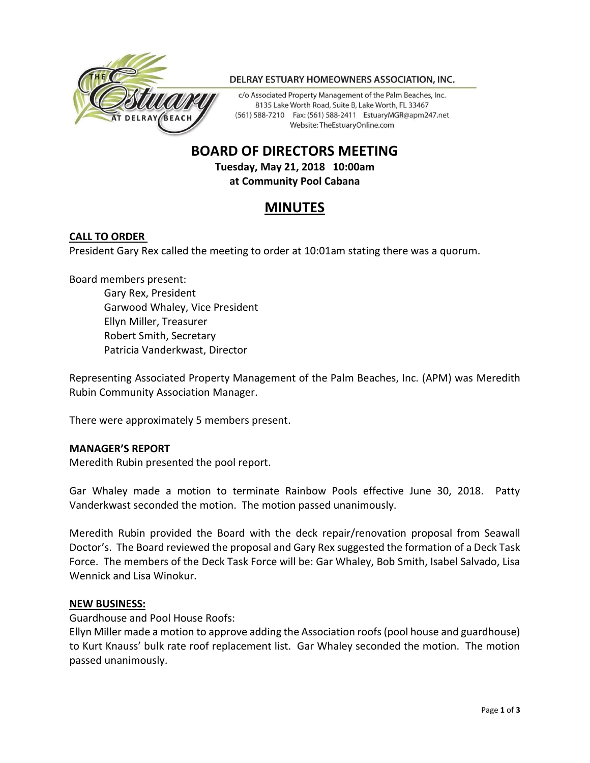DELRAY ESTUARY HOMEOWNERS ASSOCIATION, INC.

c/o Associated Property Management of the Palm Beaches, Inc.
8135 Lake Worth Road, Suite B, Lake Worth, FL 33467
(561) 588-7210 Fax: (561) 588-2411 EstuaryMGR@apm247.net
Website: TheEstuaryOnline.com

# BOARD OF DIRECTORS MEETING

**Tuesday, May 21, 2018 10:00am**
**at Community Pool Cabana**

# MINUTES

**CALL TO ORDER**

President Gary Rex called the meeting to order at 10:01am stating there was a quorum.

Board members present:

- Gary Rex, President
- Garwood Whaley, Vice President
- Ellyn Miller, Treasurer
- Robert Smith, Secretary
- Patricia Vanderkwast, Director

Representing Associated Property Management of the Palm Beaches, Inc. (APM) was Meredith Rubin Community Association Manager.

There were approximately 5 members present.

**MANAGER'S REPORT**

Meredith Rubin presented the pool report.

Gar Whaley made a motion to terminate Rainbow Pools effective June 30, 2018. Patty Vanderkwast seconded the motion. The motion passed unanimously.

Meredith Rubin provided the Board with the deck repair/renovation proposal from Seawall Doctor's. The Board reviewed the proposal and Gary Rex suggested the formation of a Deck Task Force. The members of the Deck Task Force will be: Gar Whaley, Bob Smith, Isabel Salvado, Lisa Wennick and Lisa Winokur.

**NEW BUSINESS:**

Guardhouse and Pool House Roofs:
Ellyn Miller made a motion to approve adding the Association roofs (pool house and guardhouse) to Kurt Knauss' bulk rate roof replacement list. Gar Whaley seconded the motion. The motion passed unanimously.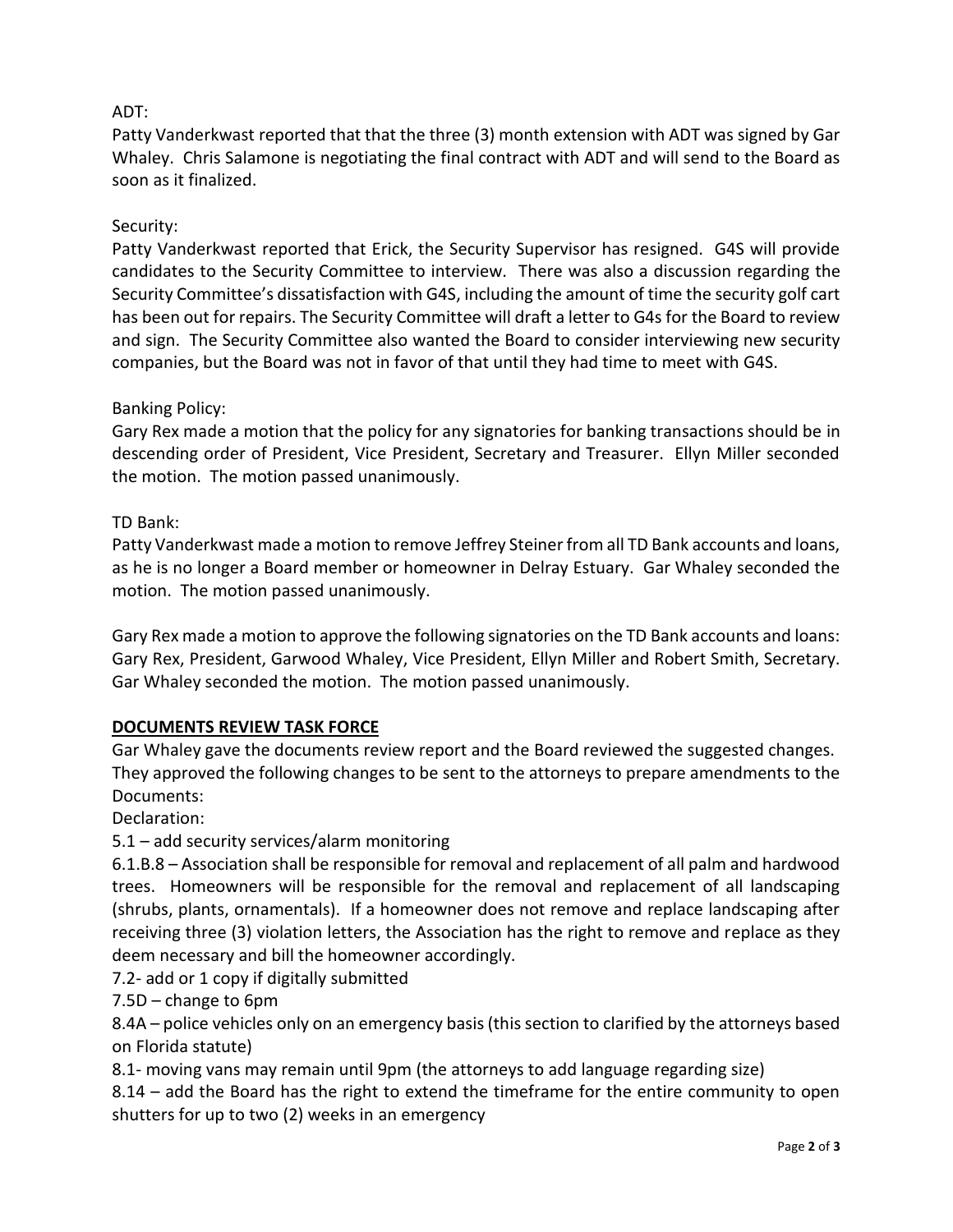ADT:

Patty Vanderkwast reported that that the three (3) month extension with ADT was signed by Gar Whaley. Chris Salamone is negotiating the final contract with ADT and will send to the Board as soon as it finalized.

Security:

Patty Vanderkwast reported that Erick, the Security Supervisor has resigned. G4S will provide candidates to the Security Committee to interview. There was also a discussion regarding the Security Committee's dissatisfaction with G4S, including the amount of time the security golf cart has been out for repairs. The Security Committee will draft a letter to G4s for the Board to review and sign. The Security Committee also wanted the Board to consider interviewing new security companies, but the Board was not in favor of that until they had time to meet with G4S.

Banking Policy:

Gary Rex made a motion that the policy for any signatories for banking transactions should be in descending order of President, Vice President, Secretary and Treasurer. Ellyn Miller seconded the motion. The motion passed unanimously.

TD Bank:

Patty Vanderkwast made a motion to remove Jeffrey Steiner from all TD Bank accounts and loans, as he is no longer a Board member or homeowner in Delray Estuary. Gar Whaley seconded the motion. The motion passed unanimously.

Gary Rex made a motion to approve the following signatories on the TD Bank accounts and loans: Gary Rex, President, Garwood Whaley, Vice President, Ellyn Miller and Robert Smith, Secretary. Gar Whaley seconded the motion. The motion passed unanimously.

## DOCUMENTS REVIEW TASK FORCE

Gar Whaley gave the documents review report and the Board reviewed the suggested changes. They approved the following changes to be sent to the attorneys to prepare amendments to the Documents:

Declaration:

5.1 – add security services/alarm monitoring

6.1.B.8 – Association shall be responsible for removal and replacement of all palm and hardwood trees. Homeowners will be responsible for the removal and replacement of all landscaping (shrubs, plants, ornamentals). If a homeowner does not remove and replace landscaping after receiving three (3) violation letters, the Association has the right to remove and replace as they deem necessary and bill the homeowner accordingly.

7.2- add or 1 copy if digitally submitted

7.5D – change to 6pm

8.4A – police vehicles only on an emergency basis (this section to clarified by the attorneys based on Florida statute)

8.1- moving vans may remain until 9pm (the attorneys to add language regarding size)

8.14 – add the Board has the right to extend the timeframe for the entire community to open shutters for up to two (2) weeks in an emergency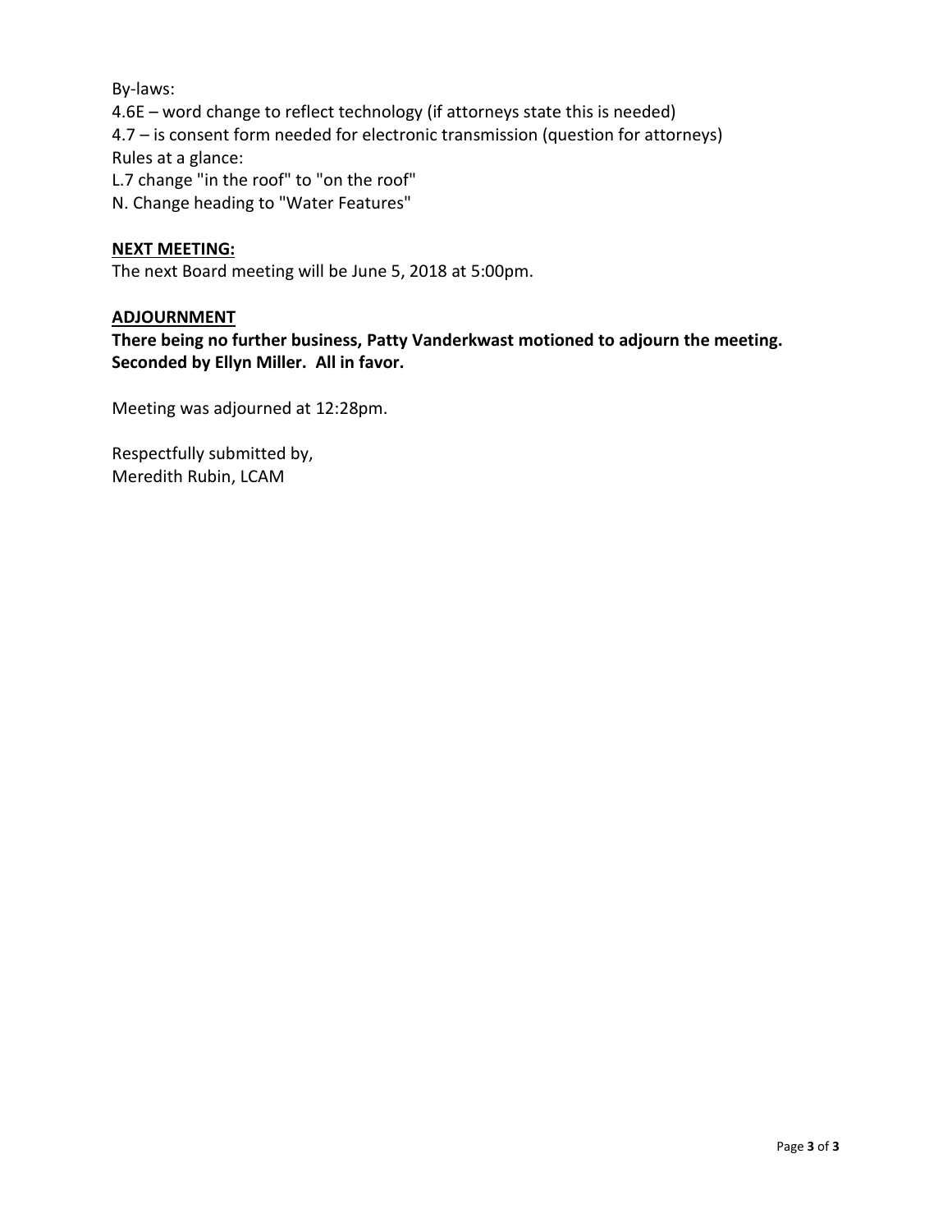By-laws:
4.6E – word change to reflect technology (if attorneys state this is needed)
4.7 – is consent form needed for electronic transmission (question for attorneys)
Rules at a glance:
L.7 change "in the roof" to "on the roof"
N. Change heading to "Water Features"

**NEXT MEETING:**

The next Board meeting will be June 5, 2018 at 5:00pm.

**ADJOURNMENT**

**There being no further business, Patty Vanderkwast motioned to adjourn the meeting. Seconded by Ellyn Miller. All in favor.**

Meeting was adjourned at 12:28pm.

Respectfully submitted by,
Meredith Rubin, LCAM